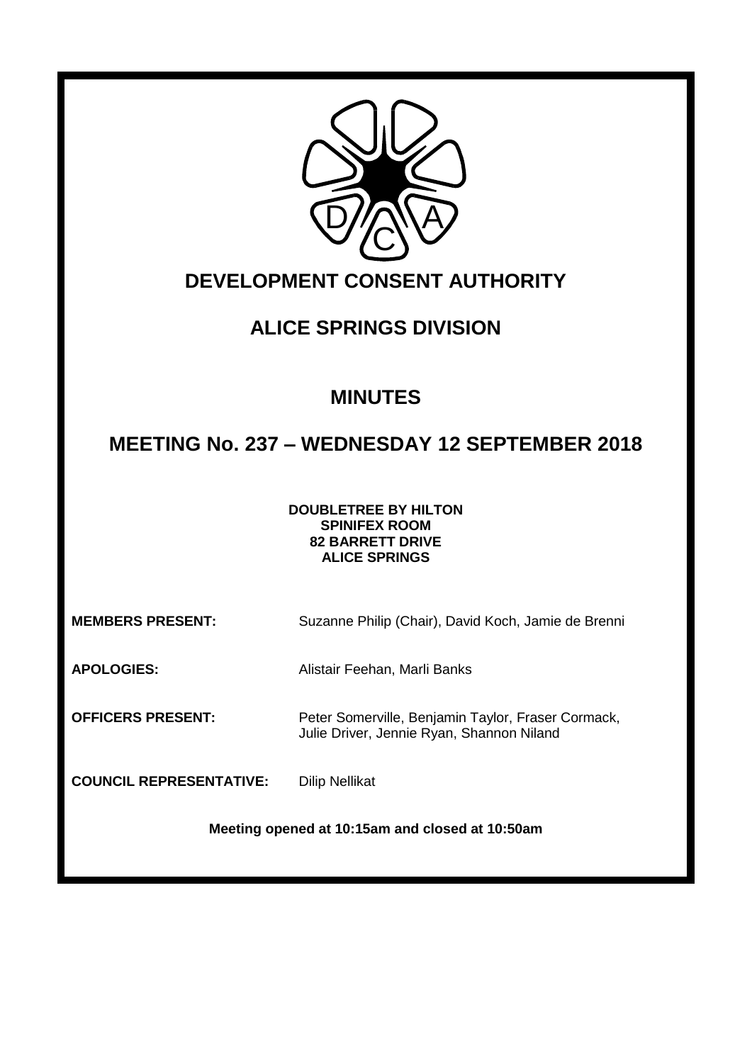# DEVELOPMENT CONSENT AUTHORITY

## ALICE SPRINGS DIVISION

## MINUTES

## MEETING No. 237 – WEDNESDAY 12 SEPTEMBER 2018

**DOUBLETREE BY HILTON**
**SPINIFEX ROOM**
**82 BARRETT DRIVE**
**ALICE SPRINGS**

**MEMBERS PRESENT:** Suzanne Philip (Chair), David Koch, Jamie de Brenni

**APOLOGIES:** Alistair Feehan, Marli Banks

**OFFICERS PRESENT:** Peter Somerville, Benjamin Taylor, Fraser Cormack, Julie Driver, Jennie Ryan, Shannon Niland

**COUNCIL REPRESENTATIVE:** Dilip Nellikat

**Meeting opened at 10:15am and closed at 10:50am**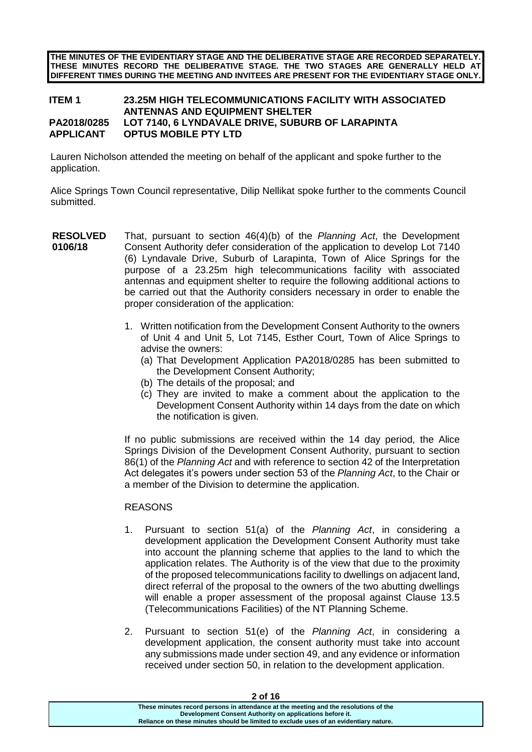**THE MINUTES OF THE EVIDENTIARY STAGE AND THE DELIBERATIVE STAGE ARE RECORDED SEPARATELY. THESE MINUTES RECORD THE DELIBERATIVE STAGE. THE TWO STAGES ARE GENERALLY HELD AT DIFFERENT TIMES DURING THE MEETING AND INVITEES ARE PRESENT FOR THE EVIDENTIARY STAGE ONLY.**

**ITEM 1 23.25M HIGH TELECOMMUNICATIONS FACILITY WITH ASSOCIATED ANTENNAS AND EQUIPMENT SHELTER**
**PA2018/0285 LOT 7140, 6 LYNDAVALE DRIVE, SUBURB OF LARAPINTA**
**APPLICANT OPTUS MOBILE PTY LTD**

Lauren Nicholson attended the meeting on behalf of the applicant and spoke further to the application.

Alice Springs Town Council representative, Dilip Nellikat spoke further to the comments Council submitted.

**RESOLVED 0106/18**

That, pursuant to section 46(4)(b) of the *Planning Act*, the Development Consent Authority defer consideration of the application to develop Lot 7140 (6) Lyndavale Drive, Suburb of Larapinta, Town of Alice Springs for the purpose of a 23.25m high telecommunications facility with associated antennas and equipment shelter to require the following additional actions to be carried out that the Authority considers necessary in order to enable the proper consideration of the application:

1. Written notification from the Development Consent Authority to the owners of Unit 4 and Unit 5, Lot 7145, Esther Court, Town of Alice Springs to advise the owners:
   (a) That Development Application PA2018/0285 has been submitted to the Development Consent Authority;
   (b) The details of the proposal; and
   (c) They are invited to make a comment about the application to the Development Consent Authority within 14 days from the date on which the notification is given.

If no public submissions are received within the 14 day period, the Alice Springs Division of the Development Consent Authority, pursuant to section 86(1) of the *Planning Act* and with reference to section 42 of the Interpretation Act delegates it's powers under section 53 of the *Planning Act*, to the Chair or a member of the Division to determine the application.

REASONS

1. Pursuant to section 51(a) of the *Planning Act*, in considering a development application the Development Consent Authority must take into account the planning scheme that applies to the land to which the application relates. The Authority is of the view that due to the proximity of the proposed telecommunications facility to dwellings on adjacent land, direct referral of the proposal to the owners of the two abutting dwellings will enable a proper assessment of the proposal against Clause 13.5 (Telecommunications Facilities) of the NT Planning Scheme.

2. Pursuant to section 51(e) of the *Planning Act*, in considering a development application, the consent authority must take into account any submissions made under section 49, and any evidence or information received under section 50, in relation to the development application.

**These minutes record persons in attendance at the meeting and the resolutions of the Development Consent Authority on applications before it. Reliance on these minutes should be limited to exclude uses of an evidentiary nature.**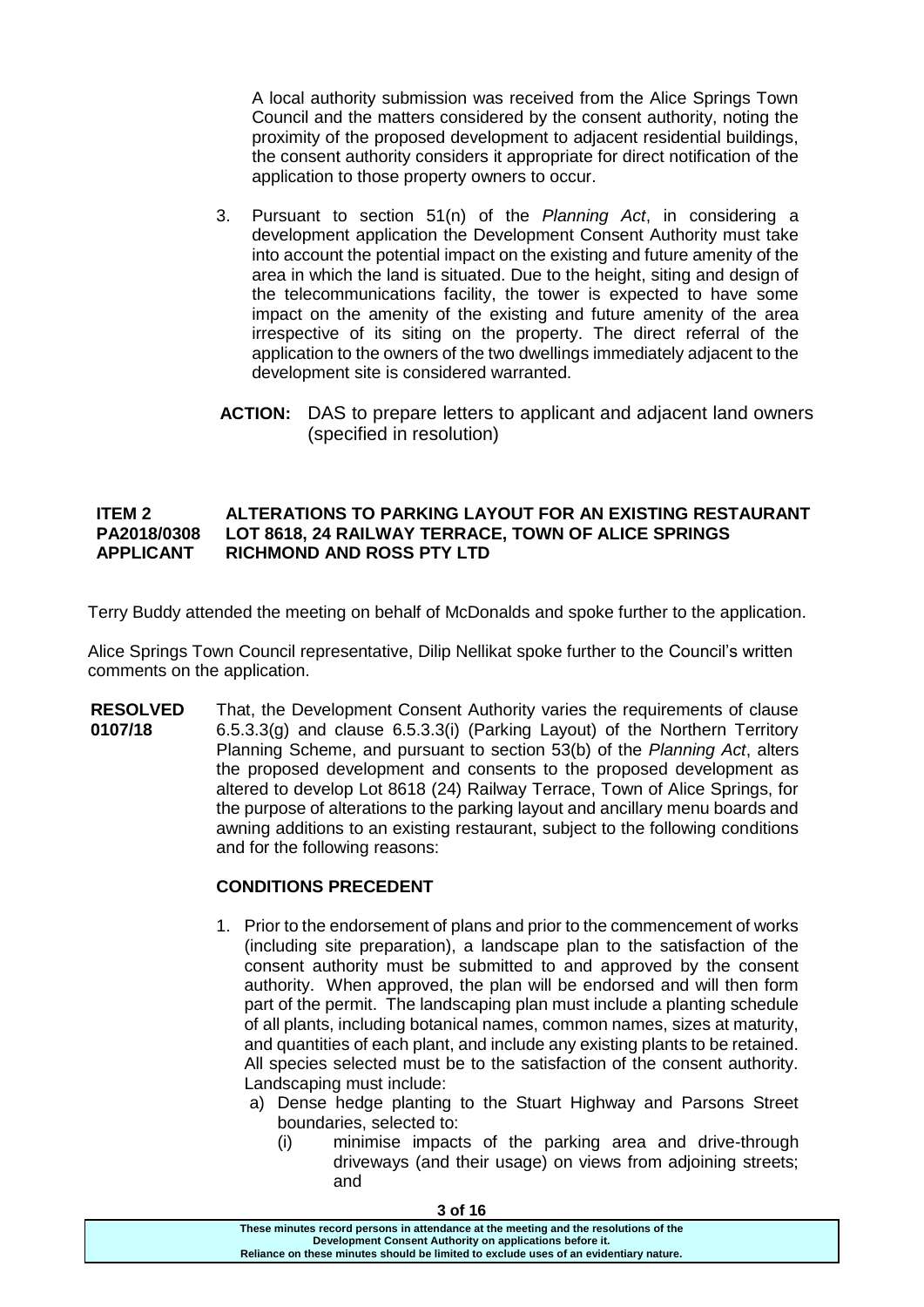A local authority submission was received from the Alice Springs Town Council and the matters considered by the consent authority, noting the proximity of the proposed development to adjacent residential buildings, the consent authority considers it appropriate for direct notification of the application to those property owners to occur.

3. Pursuant to section 51(n) of the *Planning Act*, in considering a development application the Development Consent Authority must take into account the potential impact on the existing and future amenity of the area in which the land is situated. Due to the height, siting and design of the telecommunications facility, the tower is expected to have some impact on the amenity of the existing and future amenity of the area irrespective of its siting on the property. The direct referral of the application to the owners of the two dwellings immediately adjacent to the development site is considered warranted.

**ACTION:** DAS to prepare letters to applicant and adjacent land owners (specified in resolution)

**ITEM 2 ALTERATIONS TO PARKING LAYOUT FOR AN EXISTING RESTAURANT**
**PA2018/0308 LOT 8618, 24 RAILWAY TERRACE, TOWN OF ALICE SPRINGS**
**APPLICANT RICHMOND AND ROSS PTY LTD**

Terry Buddy attended the meeting on behalf of McDonalds and spoke further to the application.

Alice Springs Town Council representative, Dilip Nellikat spoke further to the Council's written comments on the application.

**RESOLVED 0107/18** That, the Development Consent Authority varies the requirements of clause 6.5.3.3(g) and clause 6.5.3.3(i) (Parking Layout) of the Northern Territory Planning Scheme, and pursuant to section 53(b) of the *Planning Act*, alters the proposed development and consents to the proposed development as altered to develop Lot 8618 (24) Railway Terrace, Town of Alice Springs, for the purpose of alterations to the parking layout and ancillary menu boards and awning additions to an existing restaurant, subject to the following conditions and for the following reasons:

**CONDITIONS PRECEDENT**

1. Prior to the endorsement of plans and prior to the commencement of works (including site preparation), a landscape plan to the satisfaction of the consent authority must be submitted to and approved by the consent authority. When approved, the plan will be endorsed and will then form part of the permit. The landscaping plan must include a planting schedule of all plants, including botanical names, common names, sizes at maturity, and quantities of each plant, and include any existing plants to be retained. All species selected must be to the satisfaction of the consent authority. Landscaping must include:
   a) Dense hedge planting to the Stuart Highway and Parsons Street boundaries, selected to:
      (i) minimise impacts of the parking area and drive-through driveways (and their usage) on views from adjoining streets; and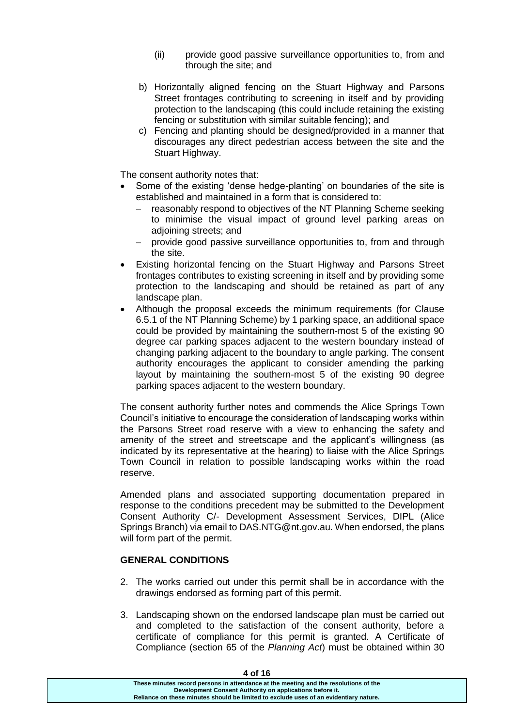(ii) provide good passive surveillance opportunities to, from and through the site; and

b) Horizontally aligned fencing on the Stuart Highway and Parsons Street frontages contributing to screening in itself and by providing protection to the landscaping (this could include retaining the existing fencing or substitution with similar suitable fencing); and

c) Fencing and planting should be designed/provided in a manner that discourages any direct pedestrian access between the site and the Stuart Highway.

The consent authority notes that:

- Some of the existing 'dense hedge-planting' on boundaries of the site is established and maintained in a form that is considered to:
  - reasonably respond to objectives of the NT Planning Scheme seeking to minimise the visual impact of ground level parking areas on adjoining streets; and
  - provide good passive surveillance opportunities to, from and through the site.
- Existing horizontal fencing on the Stuart Highway and Parsons Street frontages contributes to existing screening in itself and by providing some protection to the landscaping and should be retained as part of any landscape plan.
- Although the proposal exceeds the minimum requirements (for Clause 6.5.1 of the NT Planning Scheme) by 1 parking space, an additional space could be provided by maintaining the southern-most 5 of the existing 90 degree car parking spaces adjacent to the western boundary instead of changing parking adjacent to the boundary to angle parking. The consent authority encourages the applicant to consider amending the parking layout by maintaining the southern-most 5 of the existing 90 degree parking spaces adjacent to the western boundary.

The consent authority further notes and commends the Alice Springs Town Council's initiative to encourage the consideration of landscaping works within the Parsons Street road reserve with a view to enhancing the safety and amenity of the street and streetscape and the applicant's willingness (as indicated by its representative at the hearing) to liaise with the Alice Springs Town Council in relation to possible landscaping works within the road reserve.

Amended plans and associated supporting documentation prepared in response to the conditions precedent may be submitted to the Development Consent Authority C/- Development Assessment Services, DIPL (Alice Springs Branch) via email to DAS.NTG@nt.gov.au. When endorsed, the plans will form part of the permit.

**GENERAL CONDITIONS**

2. The works carried out under this permit shall be in accordance with the drawings endorsed as forming part of this permit.

3. Landscaping shown on the endorsed landscape plan must be carried out and completed to the satisfaction of the consent authority, before a certificate of compliance for this permit is granted. A Certificate of Compliance (section 65 of the *Planning Act*) must be obtained within 30

These minutes record persons in attendance at the meeting and the resolutions of the Development Consent Authority on applications before it. Reliance on these minutes should be limited to exclude uses of an evidentiary nature.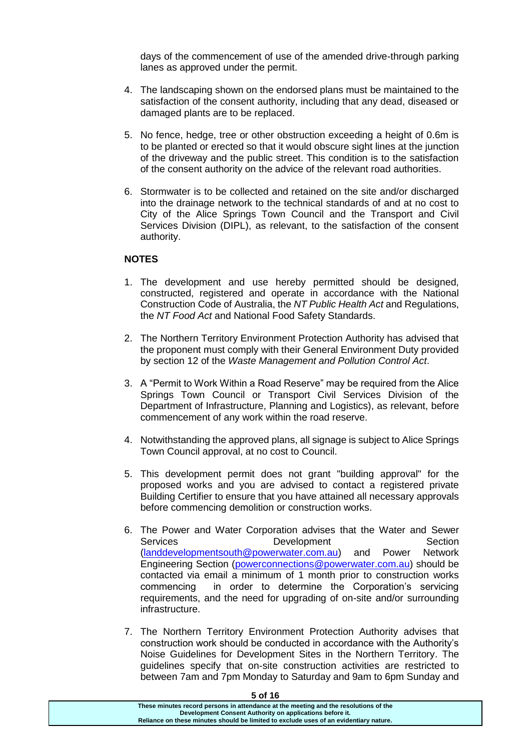days of the commencement of use of the amended drive-through parking lanes as approved under the permit.

4. The landscaping shown on the endorsed plans must be maintained to the satisfaction of the consent authority, including that any dead, diseased or damaged plants are to be replaced.

5. No fence, hedge, tree or other obstruction exceeding a height of 0.6m is to be planted or erected so that it would obscure sight lines at the junction of the driveway and the public street. This condition is to the satisfaction of the consent authority on the advice of the relevant road authorities.

6. Stormwater is to be collected and retained on the site and/or discharged into the drainage network to the technical standards of and at no cost to City of the Alice Springs Town Council and the Transport and Civil Services Division (DIPL), as relevant, to the satisfaction of the consent authority.

**NOTES**

1. The development and use hereby permitted should be designed, constructed, registered and operate in accordance with the National Construction Code of Australia, the *NT Public Health Act* and Regulations, the *NT Food Act* and National Food Safety Standards.

2. The Northern Territory Environment Protection Authority has advised that the proponent must comply with their General Environment Duty provided by section 12 of the *Waste Management and Pollution Control Act*.

3. A "Permit to Work Within a Road Reserve" may be required from the Alice Springs Town Council or Transport Civil Services Division of the Department of Infrastructure, Planning and Logistics), as relevant, before commencement of any work within the road reserve.

4. Notwithstanding the approved plans, all signage is subject to Alice Springs Town Council approval, at no cost to Council.

5. This development permit does not grant "building approval" for the proposed works and you are advised to contact a registered private Building Certifier to ensure that you have attained all necessary approvals before commencing demolition or construction works.

6. The Power and Water Corporation advises that the Water and Sewer Services Development Section (landdevelopmentsouth@powerwater.com.au) and Power Network Engineering Section (powerconnections@powerwater.com.au) should be contacted via email a minimum of 1 month prior to construction works commencing in order to determine the Corporation's servicing requirements, and the need for upgrading of on-site and/or surrounding infrastructure.

7. The Northern Territory Environment Protection Authority advises that construction work should be conducted in accordance with the Authority's Noise Guidelines for Development Sites in the Northern Territory. The guidelines specify that on-site construction activities are restricted to between 7am and 7pm Monday to Saturday and 9am to 6pm Sunday and

**These minutes record persons in attendance at the meeting and the resolutions of the Development Consent Authority on applications before it. Reliance on these minutes should be limited to exclude uses of an evidentiary nature.**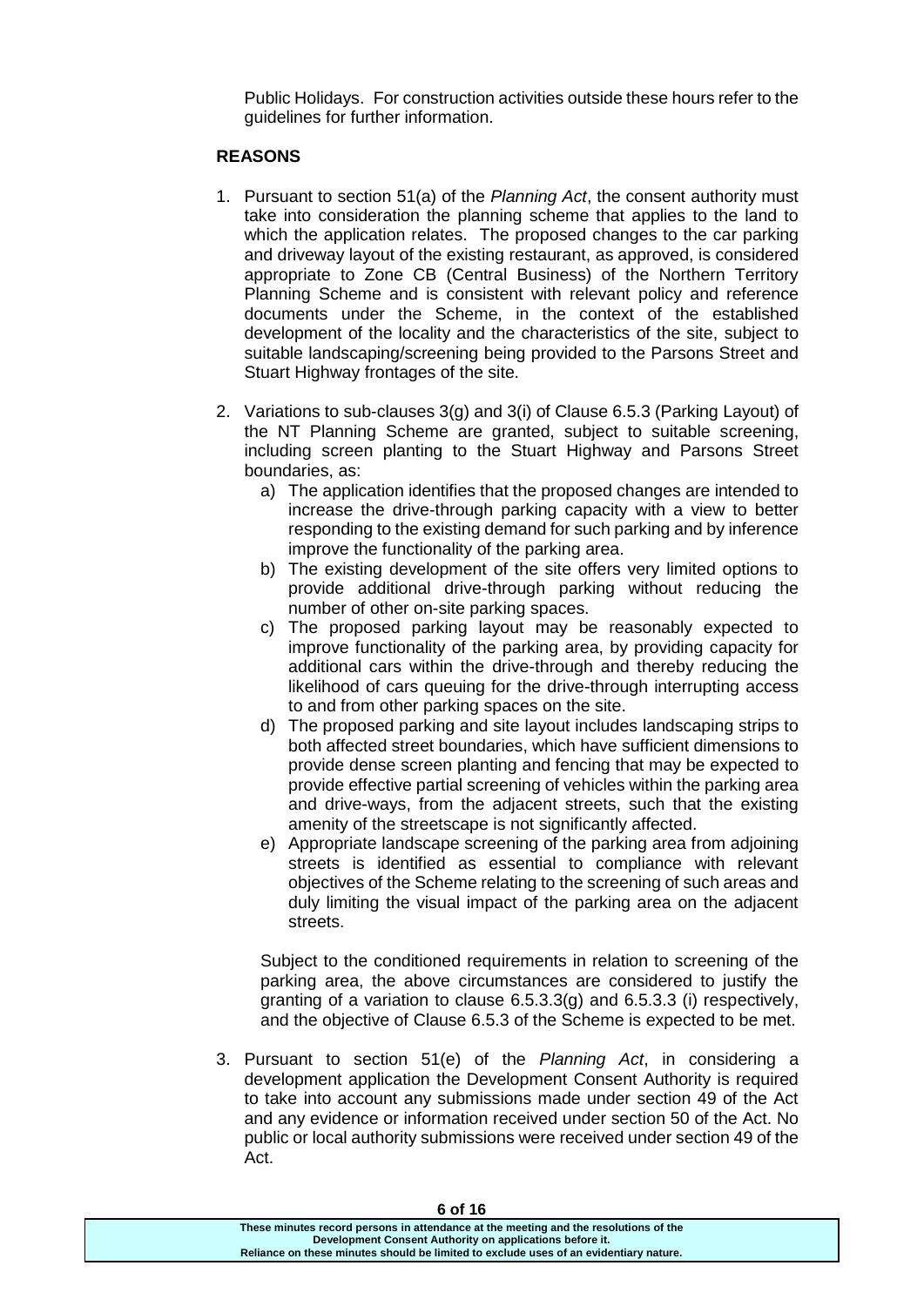Public Holidays. For construction activities outside these hours refer to the guidelines for further information.

**REASONS**

1. Pursuant to section 51(a) of the *Planning Act*, the consent authority must take into consideration the planning scheme that applies to the land to which the application relates. The proposed changes to the car parking and driveway layout of the existing restaurant, as approved, is considered appropriate to Zone CB (Central Business) of the Northern Territory Planning Scheme and is consistent with relevant policy and reference documents under the Scheme, in the context of the established development of the locality and the characteristics of the site, subject to suitable landscaping/screening being provided to the Parsons Street and Stuart Highway frontages of the site.

2. Variations to sub-clauses 3(g) and 3(i) of Clause 6.5.3 (Parking Layout) of the NT Planning Scheme are granted, subject to suitable screening, including screen planting to the Stuart Highway and Parsons Street boundaries, as:
   a) The application identifies that the proposed changes are intended to increase the drive-through parking capacity with a view to better responding to the existing demand for such parking and by inference improve the functionality of the parking area.
   b) The existing development of the site offers very limited options to provide additional drive-through parking without reducing the number of other on-site parking spaces.
   c) The proposed parking layout may be reasonably expected to improve functionality of the parking area, by providing capacity for additional cars within the drive-through and thereby reducing the likelihood of cars queuing for the drive-through interrupting access to and from other parking spaces on the site.
   d) The proposed parking and site layout includes landscaping strips to both affected street boundaries, which have sufficient dimensions to provide dense screen planting and fencing that may be expected to provide effective partial screening of vehicles within the parking area and drive-ways, from the adjacent streets, such that the existing amenity of the streetscape is not significantly affected.
   e) Appropriate landscape screening of the parking area from adjoining streets is identified as essential to compliance with relevant objectives of the Scheme relating to the screening of such areas and duly limiting the visual impact of the parking area on the adjacent streets.

   Subject to the conditioned requirements in relation to screening of the parking area, the above circumstances are considered to justify the granting of a variation to clause 6.5.3.3(g) and 6.5.3.3 (i) respectively, and the objective of Clause 6.5.3 of the Scheme is expected to be met.

3. Pursuant to section 51(e) of the *Planning Act*, in considering a development application the Development Consent Authority is required to take into account any submissions made under section 49 of the Act and any evidence or information received under section 50 of the Act. No public or local authority submissions were received under section 49 of the Act.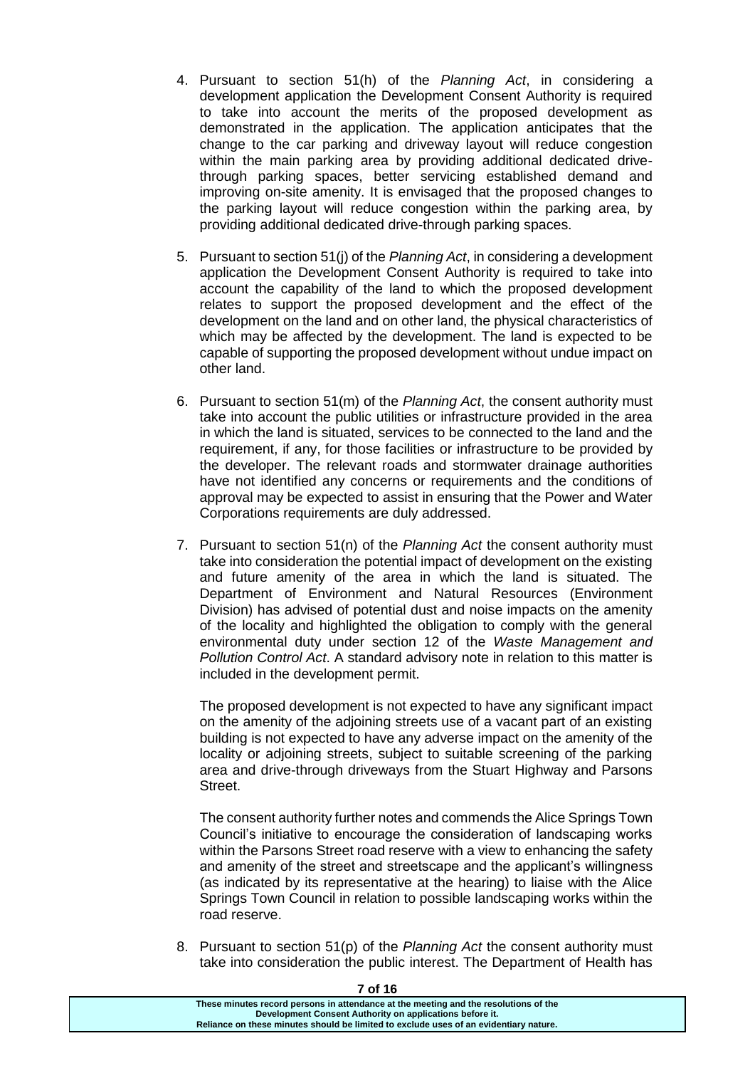4. Pursuant to section 51(h) of the *Planning Act*, in considering a development application the Development Consent Authority is required to take into account the merits of the proposed development as demonstrated in the application. The application anticipates that the change to the car parking and driveway layout will reduce congestion within the main parking area by providing additional dedicated drive-through parking spaces, better servicing established demand and improving on-site amenity. It is envisaged that the proposed changes to the parking layout will reduce congestion within the parking area, by providing additional dedicated drive-through parking spaces.

5. Pursuant to section 51(j) of the *Planning Act*, in considering a development application the Development Consent Authority is required to take into account the capability of the land to which the proposed development relates to support the proposed development and the effect of the development on the land and on other land, the physical characteristics of which may be affected by the development. The land is expected to be capable of supporting the proposed development without undue impact on other land.

6. Pursuant to section 51(m) of the *Planning Act*, the consent authority must take into account the public utilities or infrastructure provided in the area in which the land is situated, services to be connected to the land and the requirement, if any, for those facilities or infrastructure to be provided by the developer. The relevant roads and stormwater drainage authorities have not identified any concerns or requirements and the conditions of approval may be expected to assist in ensuring that the Power and Water Corporations requirements are duly addressed.

7. Pursuant to section 51(n) of the *Planning Act* the consent authority must take into consideration the potential impact of development on the existing and future amenity of the area in which the land is situated. The Department of Environment and Natural Resources (Environment Division) has advised of potential dust and noise impacts on the amenity of the locality and highlighted the obligation to comply with the general environmental duty under section 12 of the *Waste Management and Pollution Control Act*. A standard advisory note in relation to this matter is included in the development permit.

   The proposed development is not expected to have any significant impact on the amenity of the adjoining streets use of a vacant part of an existing building is not expected to have any adverse impact on the amenity of the locality or adjoining streets, subject to suitable screening of the parking area and drive-through driveways from the Stuart Highway and Parsons Street.

   The consent authority further notes and commends the Alice Springs Town Council's initiative to encourage the consideration of landscaping works within the Parsons Street road reserve with a view to enhancing the safety and amenity of the street and streetscape and the applicant's willingness (as indicated by its representative at the hearing) to liaise with the Alice Springs Town Council in relation to possible landscaping works within the road reserve.

8. Pursuant to section 51(p) of the *Planning Act* the consent authority must take into consideration the public interest. The Department of Health has

These minutes record persons in attendance at the meeting and the resolutions of the Development Consent Authority on applications before it. Reliance on these minutes should be limited to exclude uses of an evidentiary nature.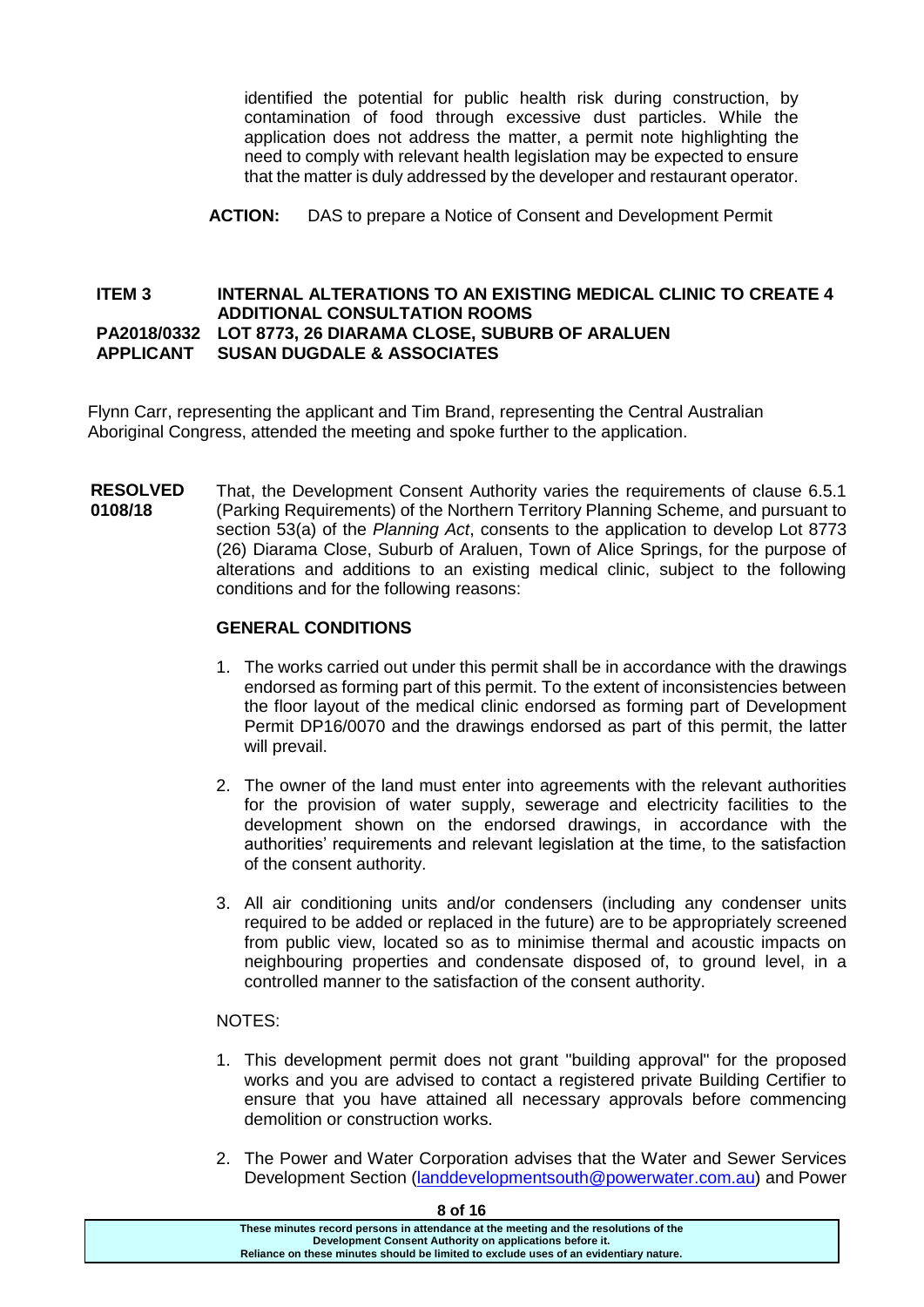identified the potential for public health risk during construction, by contamination of food through excessive dust particles. While the application does not address the matter, a permit note highlighting the need to comply with relevant health legislation may be expected to ensure that the matter is duly addressed by the developer and restaurant operator.

**ACTION:** DAS to prepare a Notice of Consent and Development Permit

**ITEM 3 INTERNAL ALTERATIONS TO AN EXISTING MEDICAL CLINIC TO CREATE 4 ADDITIONAL CONSULTATION ROOMS**
**PA2018/0332 LOT 8773, 26 DIARAMA CLOSE, SUBURB OF ARALUEN**
**APPLICANT SUSAN DUGDALE & ASSOCIATES**

Flynn Carr, representing the applicant and Tim Brand, representing the Central Australian Aboriginal Congress, attended the meeting and spoke further to the application.

**RESOLVED 0108/18** That, the Development Consent Authority varies the requirements of clause 6.5.1 (Parking Requirements) of the Northern Territory Planning Scheme, and pursuant to section 53(a) of the *Planning Act*, consents to the application to develop Lot 8773 (26) Diarama Close, Suburb of Araluen, Town of Alice Springs, for the purpose of alterations and additions to an existing medical clinic, subject to the following conditions and for the following reasons:

**GENERAL CONDITIONS**

1. The works carried out under this permit shall be in accordance with the drawings endorsed as forming part of this permit. To the extent of inconsistencies between the floor layout of the medical clinic endorsed as forming part of Development Permit DP16/0070 and the drawings endorsed as part of this permit, the latter will prevail.

2. The owner of the land must enter into agreements with the relevant authorities for the provision of water supply, sewerage and electricity facilities to the development shown on the endorsed drawings, in accordance with the authorities' requirements and relevant legislation at the time, to the satisfaction of the consent authority.

3. All air conditioning units and/or condensers (including any condenser units required to be added or replaced in the future) are to be appropriately screened from public view, located so as to minimise thermal and acoustic impacts on neighbouring properties and condensate disposed of, to ground level, in a controlled manner to the satisfaction of the consent authority.

NOTES:

1. This development permit does not grant "building approval" for the proposed works and you are advised to contact a registered private Building Certifier to ensure that you have attained all necessary approvals before commencing demolition or construction works.

2. The Power and Water Corporation advises that the Water and Sewer Services Development Section (landdevelopmentsouth@powerwater.com.au) and Power

These minutes record persons in attendance at the meeting and the resolutions of the Development Consent Authority on applications before it. Reliance on these minutes should be limited to exclude uses of an evidentiary nature.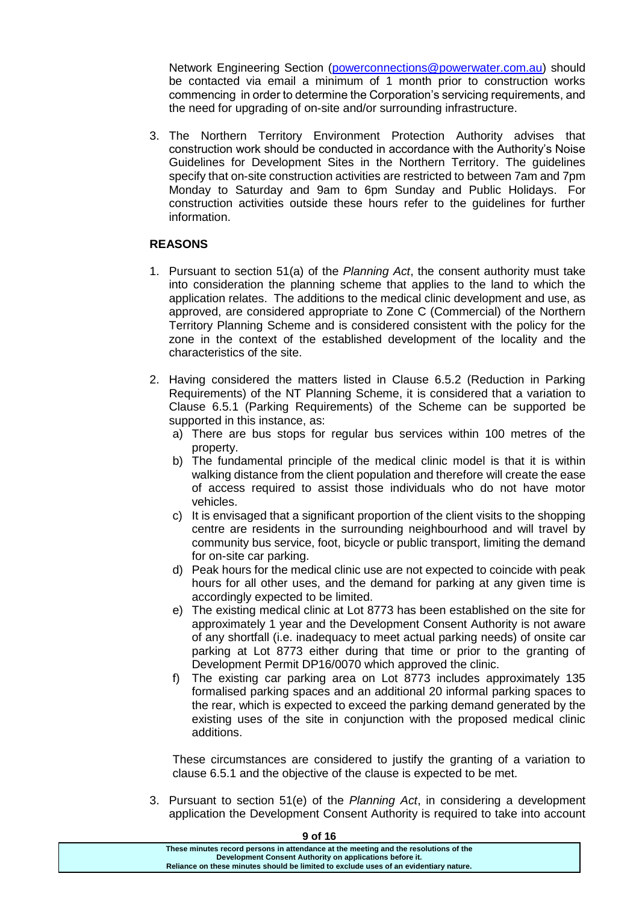Network Engineering Section (powerconnections@powerwater.com.au) should be contacted via email a minimum of 1 month prior to construction works commencing in order to determine the Corporation's servicing requirements, and the need for upgrading of on-site and/or surrounding infrastructure.

3. The Northern Territory Environment Protection Authority advises that construction work should be conducted in accordance with the Authority's Noise Guidelines for Development Sites in the Northern Territory. The guidelines specify that on-site construction activities are restricted to between 7am and 7pm Monday to Saturday and 9am to 6pm Sunday and Public Holidays. For construction activities outside these hours refer to the guidelines for further information.

**REASONS**

1. Pursuant to section 51(a) of the *Planning Act*, the consent authority must take into consideration the planning scheme that applies to the land to which the application relates. The additions to the medical clinic development and use, as approved, are considered appropriate to Zone C (Commercial) of the Northern Territory Planning Scheme and is considered consistent with the policy for the zone in the context of the established development of the locality and the characteristics of the site.

2. Having considered the matters listed in Clause 6.5.2 (Reduction in Parking Requirements) of the NT Planning Scheme, it is considered that a variation to Clause 6.5.1 (Parking Requirements) of the Scheme can be supported be supported in this instance, as:
   a) There are bus stops for regular bus services within 100 metres of the property.
   b) The fundamental principle of the medical clinic model is that it is within walking distance from the client population and therefore will create the ease of access required to assist those individuals who do not have motor vehicles.
   c) It is envisaged that a significant proportion of the client visits to the shopping centre are residents in the surrounding neighbourhood and will travel by community bus service, foot, bicycle or public transport, limiting the demand for on-site car parking.
   d) Peak hours for the medical clinic use are not expected to coincide with peak hours for all other uses, and the demand for parking at any given time is accordingly expected to be limited.
   e) The existing medical clinic at Lot 8773 has been established on the site for approximately 1 year and the Development Consent Authority is not aware of any shortfall (i.e. inadequacy to meet actual parking needs) of onsite car parking at Lot 8773 either during that time or prior to the granting of Development Permit DP16/0070 which approved the clinic.
   f) The existing car parking area on Lot 8773 includes approximately 135 formalised parking spaces and an additional 20 informal parking spaces to the rear, which is expected to exceed the parking demand generated by the existing uses of the site in conjunction with the proposed medical clinic additions.

   These circumstances are considered to justify the granting of a variation to clause 6.5.1 and the objective of the clause is expected to be met.

3. Pursuant to section 51(e) of the *Planning Act*, in considering a development application the Development Consent Authority is required to take into account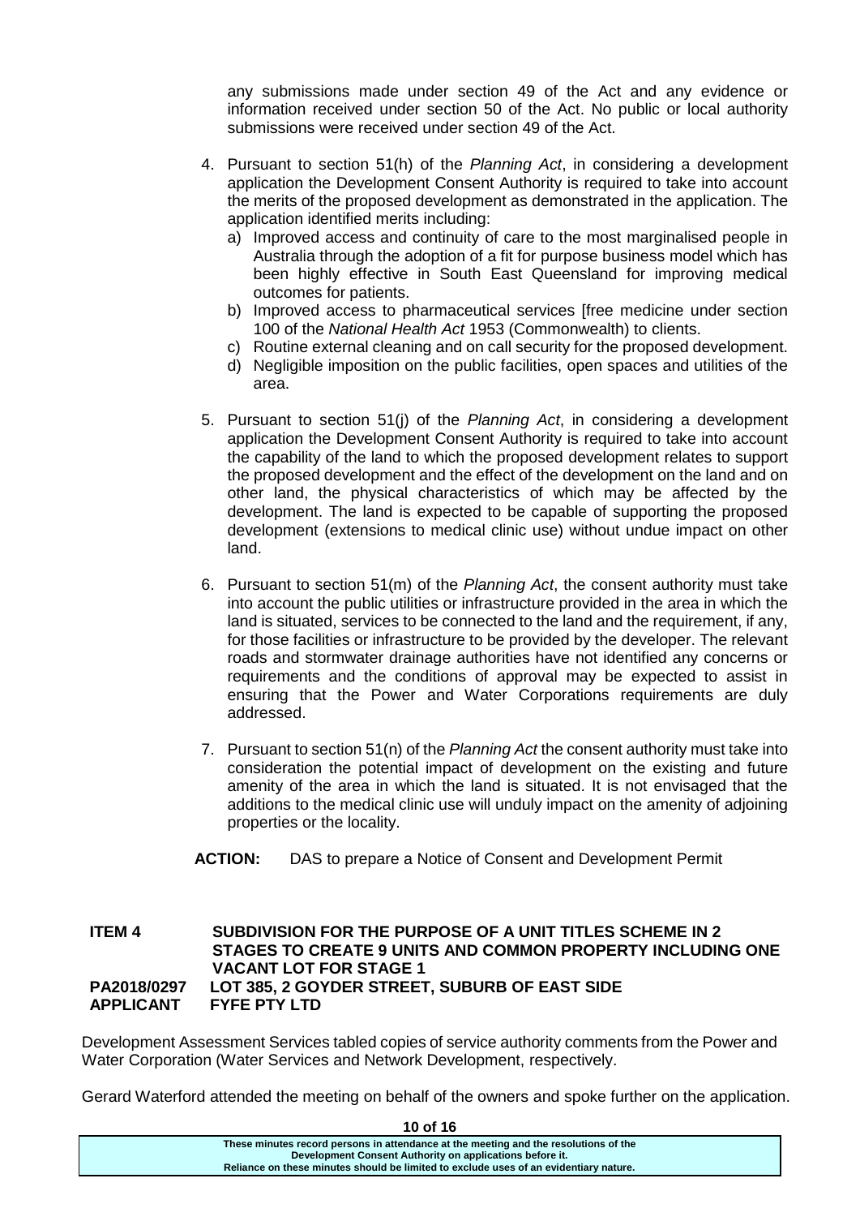any submissions made under section 49 of the Act and any evidence or information received under section 50 of the Act. No public or local authority submissions were received under section 49 of the Act.

4. Pursuant to section 51(h) of the *Planning Act*, in considering a development application the Development Consent Authority is required to take into account the merits of the proposed development as demonstrated in the application. The application identified merits including:
   a) Improved access and continuity of care to the most marginalised people in Australia through the adoption of a fit for purpose business model which has been highly effective in South East Queensland for improving medical outcomes for patients.
   b) Improved access to pharmaceutical services [free medicine under section 100 of the *National Health Act* 1953 (Commonwealth) to clients.
   c) Routine external cleaning and on call security for the proposed development.
   d) Negligible imposition on the public facilities, open spaces and utilities of the area.

5. Pursuant to section 51(j) of the *Planning Act*, in considering a development application the Development Consent Authority is required to take into account the capability of the land to which the proposed development relates to support the proposed development and the effect of the development on the land and on other land, the physical characteristics of which may be affected by the development. The land is expected to be capable of supporting the proposed development (extensions to medical clinic use) without undue impact on other land.

6. Pursuant to section 51(m) of the *Planning Act*, the consent authority must take into account the public utilities or infrastructure provided in the area in which the land is situated, services to be connected to the land and the requirement, if any, for those facilities or infrastructure to be provided by the developer. The relevant roads and stormwater drainage authorities have not identified any concerns or requirements and the conditions of approval may be expected to assist in ensuring that the Power and Water Corporations requirements are duly addressed.

7. Pursuant to section 51(n) of the *Planning Act* the consent authority must take into consideration the potential impact of development on the existing and future amenity of the area in which the land is situated. It is not envisaged that the additions to the medical clinic use will unduly impact on the amenity of adjoining properties or the locality.

**ACTION:** DAS to prepare a Notice of Consent and Development Permit

**ITEM 4 SUBDIVISION FOR THE PURPOSE OF A UNIT TITLES SCHEME IN 2 STAGES TO CREATE 9 UNITS AND COMMON PROPERTY INCLUDING ONE VACANT LOT FOR STAGE 1**
**PA2018/0297 LOT 385, 2 GOYDER STREET, SUBURB OF EAST SIDE**
**APPLICANT FYFE PTY LTD**

Development Assessment Services tabled copies of service authority comments from the Power and Water Corporation (Water Services and Network Development, respectively.

Gerard Waterford attended the meeting on behalf of the owners and spoke further on the application.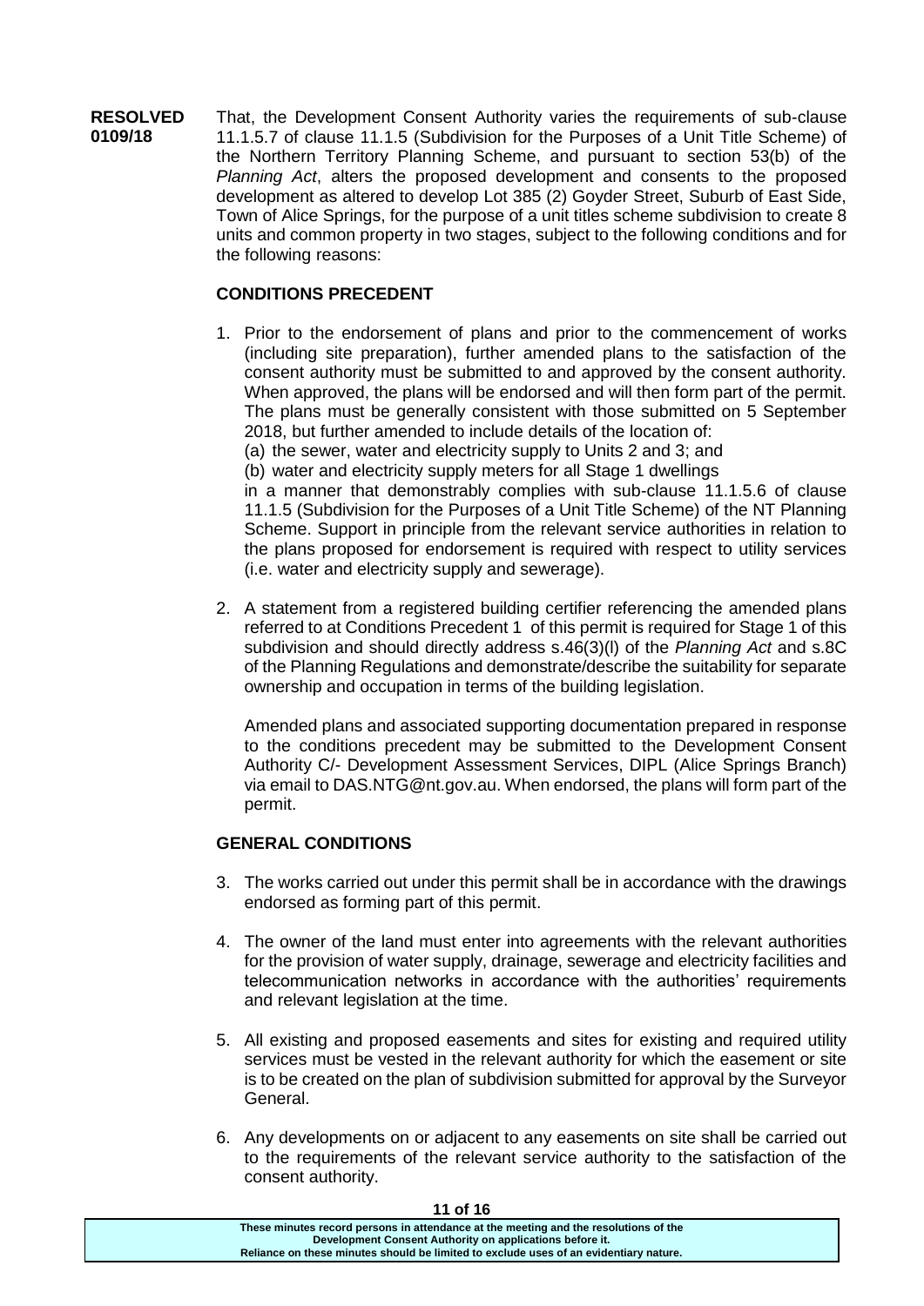**RESOLVED 0109/18**

That, the Development Consent Authority varies the requirements of sub-clause 11.1.5.7 of clause 11.1.5 (Subdivision for the Purposes of a Unit Title Scheme) of the Northern Territory Planning Scheme, and pursuant to section 53(b) of the *Planning Act*, alters the proposed development and consents to the proposed development as altered to develop Lot 385 (2) Goyder Street, Suburb of East Side, Town of Alice Springs, for the purpose of a unit titles scheme subdivision to create 8 units and common property in two stages, subject to the following conditions and for the following reasons:

**CONDITIONS PRECEDENT**

1. Prior to the endorsement of plans and prior to the commencement of works (including site preparation), further amended plans to the satisfaction of the consent authority must be submitted to and approved by the consent authority. When approved, the plans will be endorsed and will then form part of the permit. The plans must be generally consistent with those submitted on 5 September 2018, but further amended to include details of the location of:
   (a) the sewer, water and electricity supply to Units 2 and 3; and
   (b) water and electricity supply meters for all Stage 1 dwellings

   in a manner that demonstrably complies with sub-clause 11.1.5.6 of clause 11.1.5 (Subdivision for the Purposes of a Unit Title Scheme) of the NT Planning Scheme. Support in principle from the relevant service authorities in relation to the plans proposed for endorsement is required with respect to utility services (i.e. water and electricity supply and sewerage).

2. A statement from a registered building certifier referencing the amended plans referred to at Conditions Precedent 1 of this permit is required for Stage 1 of this subdivision and should directly address s.46(3)(l) of the *Planning Act* and s.8C of the Planning Regulations and demonstrate/describe the suitability for separate ownership and occupation in terms of the building legislation.

   Amended plans and associated supporting documentation prepared in response to the conditions precedent may be submitted to the Development Consent Authority C/- Development Assessment Services, DIPL (Alice Springs Branch) via email to DAS.NTG@nt.gov.au. When endorsed, the plans will form part of the permit.

**GENERAL CONDITIONS**

3. The works carried out under this permit shall be in accordance with the drawings endorsed as forming part of this permit.

4. The owner of the land must enter into agreements with the relevant authorities for the provision of water supply, drainage, sewerage and electricity facilities and telecommunication networks in accordance with the authorities' requirements and relevant legislation at the time.

5. All existing and proposed easements and sites for existing and required utility services must be vested in the relevant authority for which the easement or site is to be created on the plan of subdivision submitted for approval by the Surveyor General.

6. Any developments on or adjacent to any easements on site shall be carried out to the requirements of the relevant service authority to the satisfaction of the consent authority.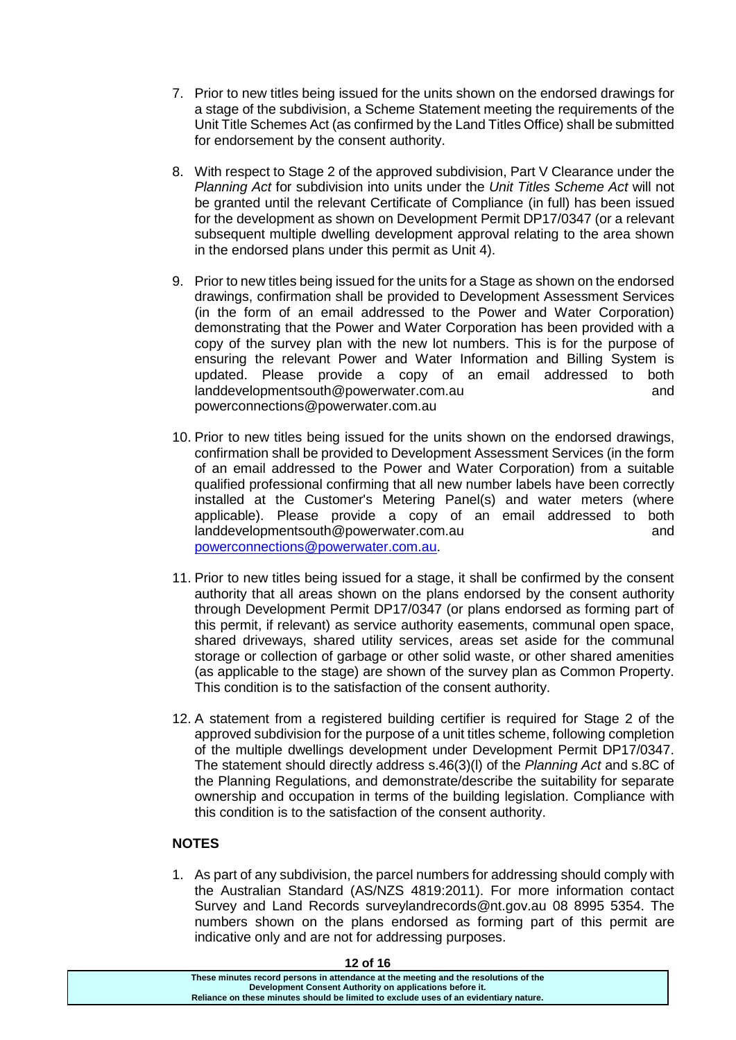7. Prior to new titles being issued for the units shown on the endorsed drawings for a stage of the subdivision, a Scheme Statement meeting the requirements of the Unit Title Schemes Act (as confirmed by the Land Titles Office) shall be submitted for endorsement by the consent authority.

8. With respect to Stage 2 of the approved subdivision, Part V Clearance under the *Planning Act* for subdivision into units under the *Unit Titles Scheme Act* will not be granted until the relevant Certificate of Compliance (in full) has been issued for the development as shown on Development Permit DP17/0347 (or a relevant subsequent multiple dwelling development approval relating to the area shown in the endorsed plans under this permit as Unit 4).

9. Prior to new titles being issued for the units for a Stage as shown on the endorsed drawings, confirmation shall be provided to Development Assessment Services (in the form of an email addressed to the Power and Water Corporation) demonstrating that the Power and Water Corporation has been provided with a copy of the survey plan with the new lot numbers. This is for the purpose of ensuring the relevant Power and Water Information and Billing System is updated. Please provide a copy of an email addressed to both landdevelopmentsouth@powerwater.com.au and powerconnections@powerwater.com.au

10. Prior to new titles being issued for the units shown on the endorsed drawings, confirmation shall be provided to Development Assessment Services (in the form of an email addressed to the Power and Water Corporation) from a suitable qualified professional confirming that all new number labels have been correctly installed at the Customer's Metering Panel(s) and water meters (where applicable). Please provide a copy of an email addressed to both landdevelopmentsouth@powerwater.com.au and powerconnections@powerwater.com.au.

11. Prior to new titles being issued for a stage, it shall be confirmed by the consent authority that all areas shown on the plans endorsed by the consent authority through Development Permit DP17/0347 (or plans endorsed as forming part of this permit, if relevant) as service authority easements, communal open space, shared driveways, shared utility services, areas set aside for the communal storage or collection of garbage or other solid waste, or other shared amenities (as applicable to the stage) are shown of the survey plan as Common Property. This condition is to the satisfaction of the consent authority.

12. A statement from a registered building certifier is required for Stage 2 of the approved subdivision for the purpose of a unit titles scheme, following completion of the multiple dwellings development under Development Permit DP17/0347. The statement should directly address s.46(3)(l) of the *Planning Act* and s.8C of the Planning Regulations, and demonstrate/describe the suitability for separate ownership and occupation in terms of the building legislation. Compliance with this condition is to the satisfaction of the consent authority.

**NOTES**

1. As part of any subdivision, the parcel numbers for addressing should comply with the Australian Standard (AS/NZS 4819:2011). For more information contact Survey and Land Records surveylandrecords@nt.gov.au 08 8995 5354. The numbers shown on the plans endorsed as forming part of this permit are indicative only and are not for addressing purposes.

**These minutes record persons in attendance at the meeting and the resolutions of the Development Consent Authority on applications before it. Reliance on these minutes should be limited to exclude uses of an evidentiary nature.**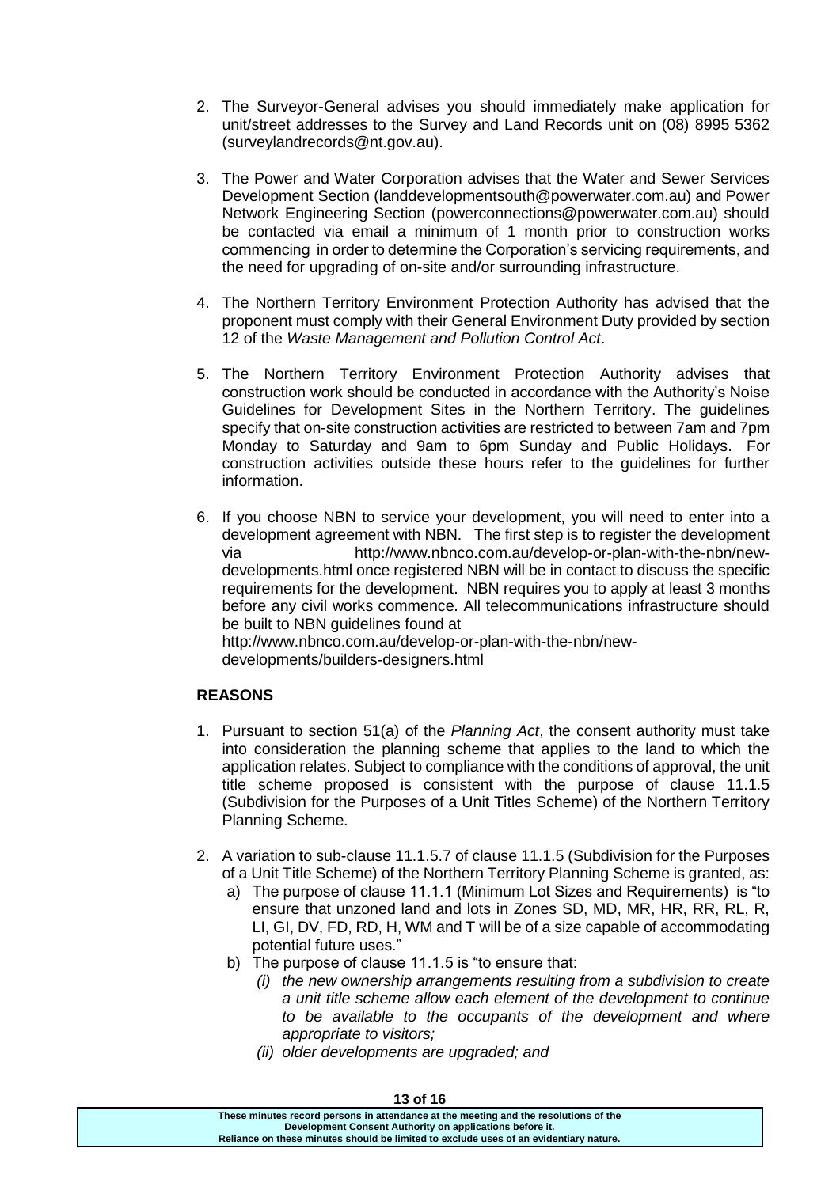2. The Surveyor-General advises you should immediately make application for unit/street addresses to the Survey and Land Records unit on (08) 8995 5362 (surveylandrecords@nt.gov.au).

3. The Power and Water Corporation advises that the Water and Sewer Services Development Section (landdevelopmentsouth@powerwater.com.au) and Power Network Engineering Section (powerconnections@powerwater.com.au) should be contacted via email a minimum of 1 month prior to construction works commencing in order to determine the Corporation's servicing requirements, and the need for upgrading of on-site and/or surrounding infrastructure.

4. The Northern Territory Environment Protection Authority has advised that the proponent must comply with their General Environment Duty provided by section 12 of the *Waste Management and Pollution Control Act*.

5. The Northern Territory Environment Protection Authority advises that construction work should be conducted in accordance with the Authority's Noise Guidelines for Development Sites in the Northern Territory. The guidelines specify that on-site construction activities are restricted to between 7am and 7pm Monday to Saturday and 9am to 6pm Sunday and Public Holidays. For construction activities outside these hours refer to the guidelines for further information.

6. If you choose NBN to service your development, you will need to enter into a development agreement with NBN. The first step is to register the development via http://www.nbnco.com.au/develop-or-plan-with-the-nbn/new-developments.html once registered NBN will be in contact to discuss the specific requirements for the development. NBN requires you to apply at least 3 months before any civil works commence. All telecommunications infrastructure should be built to NBN guidelines found at http://www.nbnco.com.au/develop-or-plan-with-the-nbn/new-developments/builders-designers.html

**REASONS**

1. Pursuant to section 51(a) of the *Planning Act*, the consent authority must take into consideration the planning scheme that applies to the land to which the application relates. Subject to compliance with the conditions of approval, the unit title scheme proposed is consistent with the purpose of clause 11.1.5 (Subdivision for the Purposes of a Unit Titles Scheme) of the Northern Territory Planning Scheme.

2. A variation to sub-clause 11.1.5.7 of clause 11.1.5 (Subdivision for the Purposes of a Unit Title Scheme) of the Northern Territory Planning Scheme is granted, as:
   a) The purpose of clause 11.1.1 (Minimum Lot Sizes and Requirements) is "to ensure that unzoned land and lots in Zones SD, MD, MR, HR, RR, RL, R, LI, GI, DV, FD, RD, H, WM and T will be of a size capable of accommodating potential future uses."
   b) The purpose of clause 11.1.5 is "to ensure that:
      *(i) the new ownership arrangements resulting from a subdivision to create a unit title scheme allow each element of the development to continue to be available to the occupants of the development and where appropriate to visitors;*
      *(ii) older developments are upgraded; and*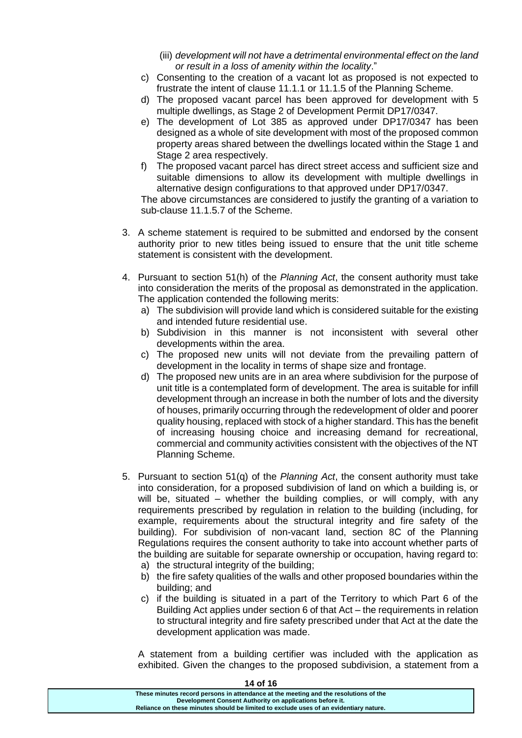(iii) *development will not have a detrimental environmental effect on the land or result in a loss of amenity within the locality*."

c) Consenting to the creation of a vacant lot as proposed is not expected to frustrate the intent of clause 11.1.1 or 11.1.5 of the Planning Scheme.

d) The proposed vacant parcel has been approved for development with 5 multiple dwellings, as Stage 2 of Development Permit DP17/0347.

e) The development of Lot 385 as approved under DP17/0347 has been designed as a whole of site development with most of the proposed common property areas shared between the dwellings located within the Stage 1 and Stage 2 area respectively.

f) The proposed vacant parcel has direct street access and sufficient size and suitable dimensions to allow its development with multiple dwellings in alternative design configurations to that approved under DP17/0347.

The above circumstances are considered to justify the granting of a variation to sub-clause 11.1.5.7 of the Scheme.

3. A scheme statement is required to be submitted and endorsed by the consent authority prior to new titles being issued to ensure that the unit title scheme statement is consistent with the development.

4. Pursuant to section 51(h) of the *Planning Act*, the consent authority must take into consideration the merits of the proposal as demonstrated in the application. The application contended the following merits:
   a) The subdivision will provide land which is considered suitable for the existing and intended future residential use.
   b) Subdivision in this manner is not inconsistent with several other developments within the area.
   c) The proposed new units will not deviate from the prevailing pattern of development in the locality in terms of shape size and frontage.
   d) The proposed new units are in an area where subdivision for the purpose of unit title is a contemplated form of development. The area is suitable for infill development through an increase in both the number of lots and the diversity of houses, primarily occurring through the redevelopment of older and poorer quality housing, replaced with stock of a higher standard. This has the benefit of increasing housing choice and increasing demand for recreational, commercial and community activities consistent with the objectives of the NT Planning Scheme.

5. Pursuant to section 51(q) of the *Planning Act*, the consent authority must take into consideration, for a proposed subdivision of land on which a building is, or will be, situated – whether the building complies, or will comply, with any requirements prescribed by regulation in relation to the building (including, for example, requirements about the structural integrity and fire safety of the building). For subdivision of non-vacant land, section 8C of the Planning Regulations requires the consent authority to take into account whether parts of the building are suitable for separate ownership or occupation, having regard to:
   a) the structural integrity of the building;
   b) the fire safety qualities of the walls and other proposed boundaries within the building; and
   c) if the building is situated in a part of the Territory to which Part 6 of the Building Act applies under section 6 of that Act – the requirements in relation to structural integrity and fire safety prescribed under that Act at the date the development application was made.

   A statement from a building certifier was included with the application as exhibited. Given the changes to the proposed subdivision, a statement from a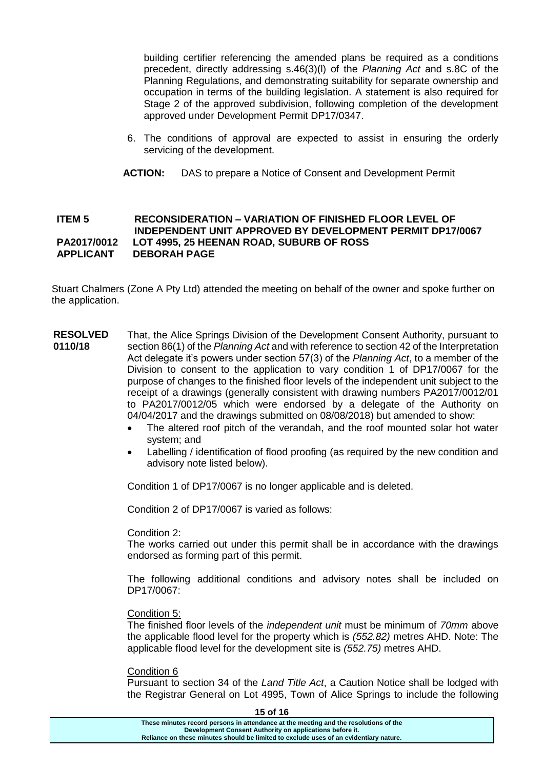building certifier referencing the amended plans be required as a conditions precedent, directly addressing s.46(3)(l) of the *Planning Act* and s.8C of the Planning Regulations, and demonstrating suitability for separate ownership and occupation in terms of the building legislation. A statement is also required for Stage 2 of the approved subdivision, following completion of the development approved under Development Permit DP17/0347.

6. The conditions of approval are expected to assist in ensuring the orderly servicing of the development.

**ACTION:** DAS to prepare a Notice of Consent and Development Permit

**ITEM 5 RECONSIDERATION – VARIATION OF FINISHED FLOOR LEVEL OF INDEPENDENT UNIT APPROVED BY DEVELOPMENT PERMIT DP17/0067**
**PA2017/0012 LOT 4995, 25 HEENAN ROAD, SUBURB OF ROSS**
**APPLICANT DEBORAH PAGE**

Stuart Chalmers (Zone A Pty Ltd) attended the meeting on behalf of the owner and spoke further on the application.

**RESOLVED 0110/18** That, the Alice Springs Division of the Development Consent Authority, pursuant to section 86(1) of the *Planning Act* and with reference to section 42 of the Interpretation Act delegate it's powers under section 57(3) of the *Planning Act*, to a member of the Division to consent to the application to vary condition 1 of DP17/0067 for the purpose of changes to the finished floor levels of the independent unit subject to the receipt of a drawings (generally consistent with drawing numbers PA2017/0012/01 to PA2017/0012/05 which were endorsed by a delegate of the Authority on 04/04/2017 and the drawings submitted on 08/08/2018) but amended to show:

- The altered roof pitch of the verandah, and the roof mounted solar hot water system; and
- Labelling / identification of flood proofing (as required by the new condition and advisory note listed below).

Condition 1 of DP17/0067 is no longer applicable and is deleted.

Condition 2 of DP17/0067 is varied as follows:

Condition 2:
The works carried out under this permit shall be in accordance with the drawings endorsed as forming part of this permit.

The following additional conditions and advisory notes shall be included on DP17/0067:

Condition 5:
The finished floor levels of the *independent unit* must be minimum of *70mm* above the applicable flood level for the property which is *(552.82)* metres AHD. Note: The applicable flood level for the development site is *(552.75)* metres AHD.

Condition 6
Pursuant to section 34 of the *Land Title Act*, a Caution Notice shall be lodged with the Registrar General on Lot 4995, Town of Alice Springs to include the following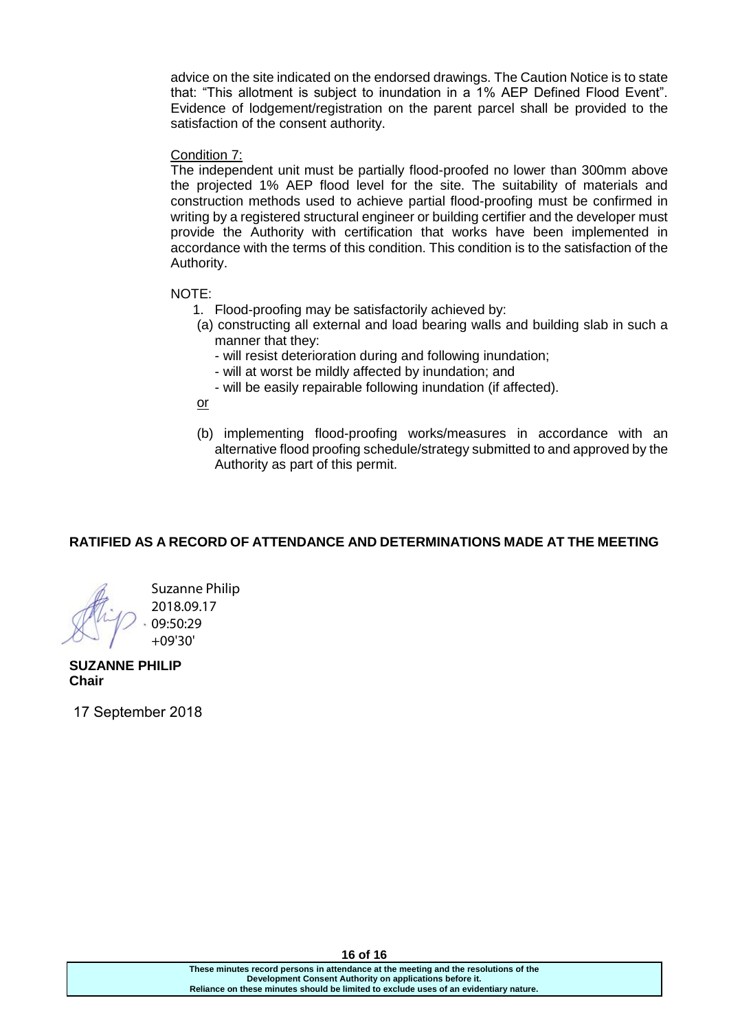advice on the site indicated on the endorsed drawings. The Caution Notice is to state that: "This allotment is subject to inundation in a 1% AEP Defined Flood Event". Evidence of lodgement/registration on the parent parcel shall be provided to the satisfaction of the consent authority.

Condition 7:

The independent unit must be partially flood-proofed no lower than 300mm above the projected 1% AEP flood level for the site. The suitability of materials and construction methods used to achieve partial flood-proofing must be confirmed in writing by a registered structural engineer or building certifier and the developer must provide the Authority with certification that works have been implemented in accordance with the terms of this condition. This condition is to the satisfaction of the Authority.

NOTE:

1. Flood-proofing may be satisfactorily achieved by:

(a) constructing all external and load bearing walls and building slab in such a manner that they:
- will resist deterioration during and following inundation;
- will at worst be mildly affected by inundation; and
- will be easily repairable following inundation (if affected).

or

(b) implementing flood-proofing works/measures in accordance with an alternative flood proofing schedule/strategy submitted to and approved by the Authority as part of this permit.

**RATIFIED AS A RECORD OF ATTENDANCE AND DETERMINATIONS MADE AT THE MEETING**

Suzanne Philip
2018.09.17
09:50:29
+09'30'

**SUZANNE PHILIP**
**Chair**

17 September 2018

These minutes record persons in attendance at the meeting and the resolutions of the Development Consent Authority on applications before it.
Reliance on these minutes should be limited to exclude uses of an evidentiary nature.